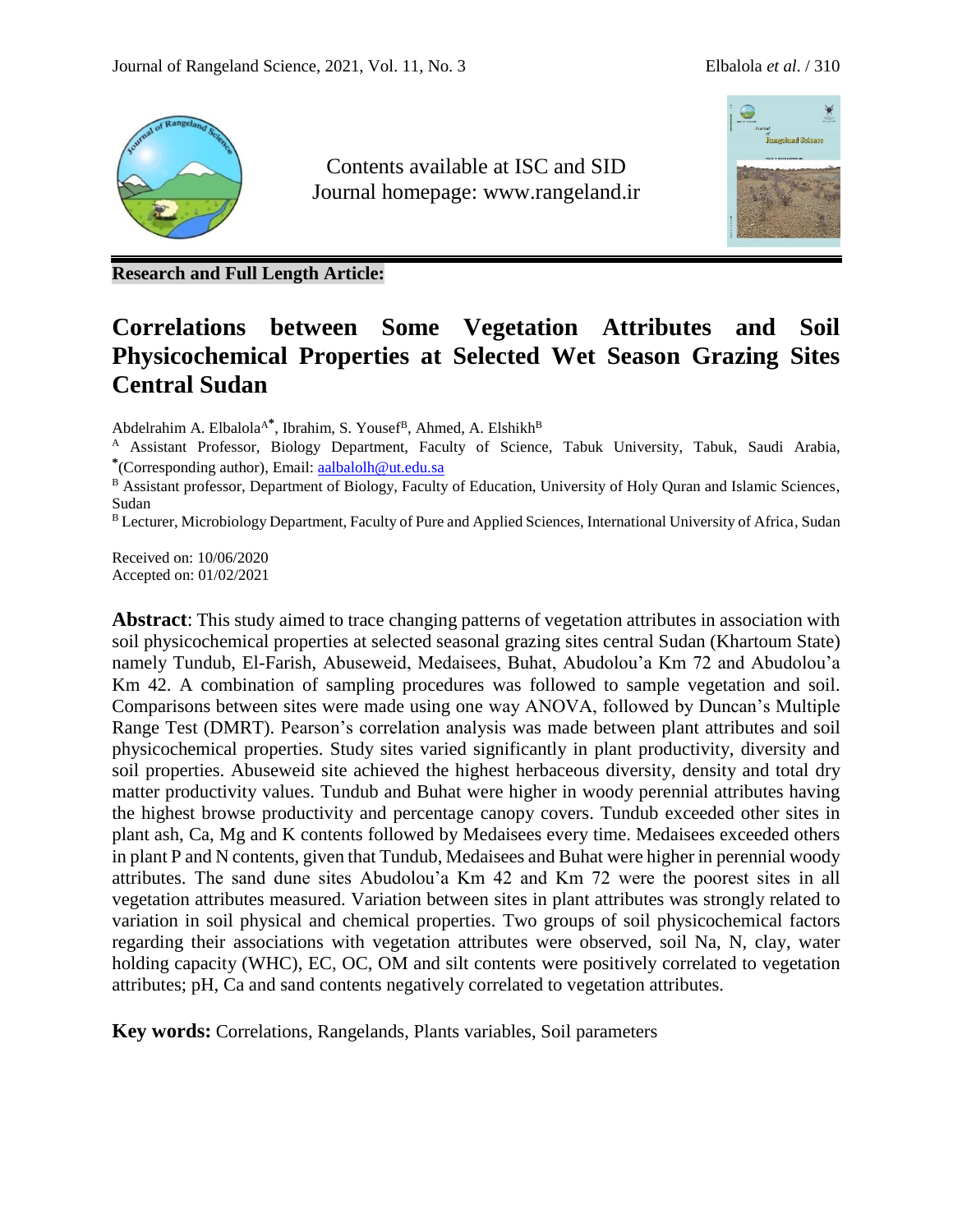Contents available at ISC and SID
Journal homepage: www.rangeland.ir

**Research and Full Length Article:**

# Correlations between Some Vegetation Attributes and Soil Physicochemical Properties at Selected Wet Season Grazing Sites Central Sudan

Abdelrahim A. Elbalola[A*], Ibrahim, S. Yousef[B], Ahmed, A. Elshikh[B]

[A] Assistant Professor, Biology Department, Faculty of Science, Tabuk University, Tabuk, Saudi Arabia, *(Corresponding author), Email: aalbalolh@ut.edu.sa

[B] Assistant professor, Department of Biology, Faculty of Education, University of Holy Quran and Islamic Sciences, Sudan

[B] Lecturer, Microbiology Department, Faculty of Pure and Applied Sciences, International University of Africa, Sudan

Received on: 10/06/2020
Accepted on: 01/02/2021

**Abstract**: This study aimed to trace changing patterns of vegetation attributes in association with soil physicochemical properties at selected seasonal grazing sites central Sudan (Khartoum State) namely Tundub, El-Farish, Abuseweid, Medaisees, Buhat, Abudolou'a Km 72 and Abudolou'a Km 42. A combination of sampling procedures was followed to sample vegetation and soil. Comparisons between sites were made using one way ANOVA, followed by Duncan's Multiple Range Test (DMRT). Pearson's correlation analysis was made between plant attributes and soil physicochemical properties. Study sites varied significantly in plant productivity, diversity and soil properties. Abuseweid site achieved the highest herbaceous diversity, density and total dry matter productivity values. Tundub and Buhat were higher in woody perennial attributes having the highest browse productivity and percentage canopy covers. Tundub exceeded other sites in plant ash, Ca, Mg and K contents followed by Medaisees every time. Medaisees exceeded others in plant P and N contents, given that Tundub, Medaisees and Buhat were higher in perennial woody attributes. The sand dune sites Abudolou'a Km 42 and Km 72 were the poorest sites in all vegetation attributes measured. Variation between sites in plant attributes was strongly related to variation in soil physical and chemical properties. Two groups of soil physicochemical factors regarding their associations with vegetation attributes were observed, soil Na, N, clay, water holding capacity (WHC), EC, OC, OM and silt contents were positively correlated to vegetation attributes; pH, Ca and sand contents negatively correlated to vegetation attributes.

**Key words:** Correlations, Rangelands, Plants variables, Soil parameters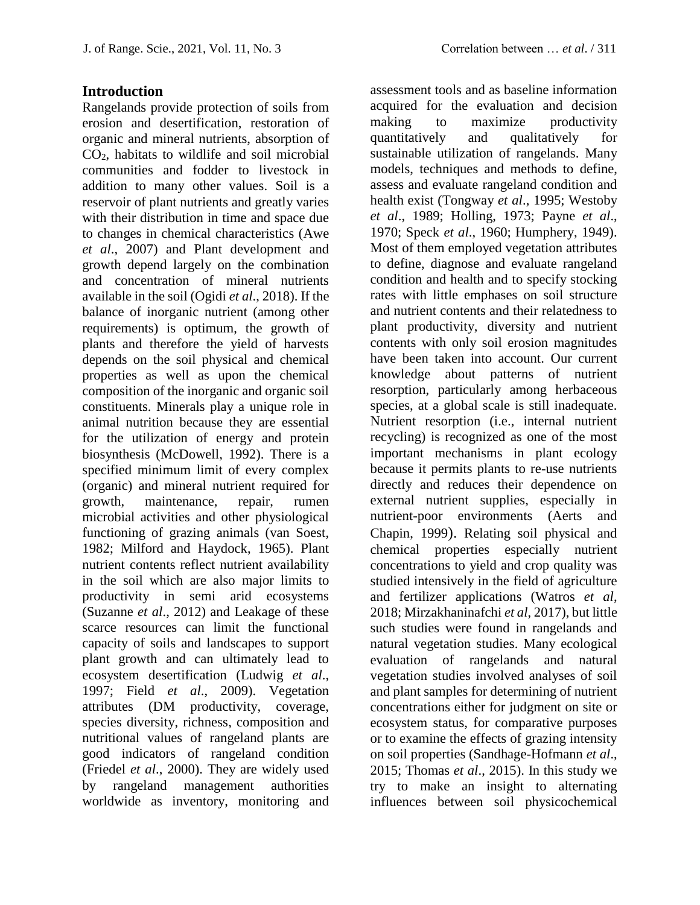## Introduction

Rangelands provide protection of soils from erosion and desertification, restoration of organic and mineral nutrients, absorption of $CO_2$, habitats to wildlife and soil microbial communities and fodder to livestock in addition to many other values. Soil is a reservoir of plant nutrients and greatly varies with their distribution in time and space due to changes in chemical characteristics (Awe *et al*., 2007) and Plant development and growth depend largely on the combination and concentration of mineral nutrients available in the soil (Ogidi *et al*., 2018). If the balance of inorganic nutrient (among other requirements) is optimum, the growth of plants and therefore the yield of harvests depends on the soil physical and chemical properties as well as upon the chemical composition of the inorganic and organic soil constituents. Minerals play a unique role in animal nutrition because they are essential for the utilization of energy and protein biosynthesis (McDowell, 1992). There is a specified minimum limit of every complex (organic) and mineral nutrient required for growth, maintenance, repair, rumen microbial activities and other physiological functioning of grazing animals (van Soest, 1982; Milford and Haydock, 1965). Plant nutrient contents reflect nutrient availability in the soil which are also major limits to productivity in semi arid ecosystems (Suzanne *et al*., 2012) and Leakage of these scarce resources can limit the functional capacity of soils and landscapes to support plant growth and can ultimately lead to ecosystem desertification (Ludwig *et al*., 1997; Field *et al*., 2009). Vegetation attributes (DM productivity, coverage, species diversity, richness, composition and nutritional values of rangeland plants are good indicators of rangeland condition (Friedel *et al*., 2000). They are widely used by rangeland management authorities worldwide as inventory, monitoring and assessment tools and as baseline information acquired for the evaluation and decision making to maximize productivity quantitatively and qualitatively for sustainable utilization of rangelands. Many models, techniques and methods to define, assess and evaluate rangeland condition and health exist (Tongway *et al*., 1995; Westoby *et al*., 1989; Holling, 1973; Payne *et al*., 1970; Speck *et al*., 1960; Humphery, 1949). Most of them employed vegetation attributes to define, diagnose and evaluate rangeland condition and health and to specify stocking rates with little emphases on soil structure and nutrient contents and their relatedness to plant productivity, diversity and nutrient contents with only soil erosion magnitudes have been taken into account. Our current knowledge about patterns of nutrient resorption, particularly among herbaceous species, at a global scale is still inadequate. Nutrient resorption (i.e., internal nutrient recycling) is recognized as one of the most important mechanisms in plant ecology because it permits plants to re-use nutrients directly and reduces their dependence on external nutrient supplies, especially in nutrient-poor environments (Aerts and Chapin, 1999). Relating soil physical and chemical properties especially nutrient concentrations to yield and crop quality was studied intensively in the field of agriculture and fertilizer applications (Watros *et al*, 2018; Mirzakhaninafchi *et al*, 2017), but little such studies were found in rangelands and natural vegetation studies. Many ecological evaluation of rangelands and natural vegetation studies involved analyses of soil and plant samples for determining of nutrient concentrations either for judgment on site or ecosystem status, for comparative purposes or to examine the effects of grazing intensity on soil properties (Sandhage-Hofmann *et al*., 2015; Thomas *et al*., 2015). In this study we try to make an insight to alternating influences between soil physicochemical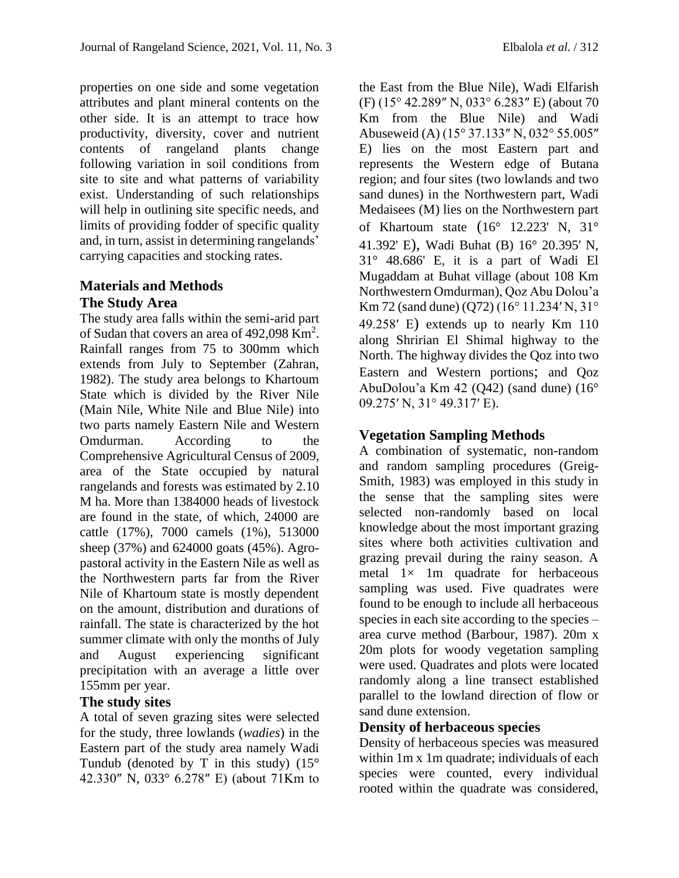properties on one side and some vegetation attributes and plant mineral contents on the other side. It is an attempt to trace how productivity, diversity, cover and nutrient contents of rangeland plants change following variation in soil conditions from site to site and what patterns of variability exist. Understanding of such relationships will help in outlining site specific needs, and limits of providing fodder of specific quality and, in turn, assist in determining rangelands' carrying capacities and stocking rates.

## Materials and Methods

### The Study Area

The study area falls within the semi-arid part of Sudan that covers an area of 492,098 $Km^2$. Rainfall ranges from 75 to 300mm which extends from July to September (Zahran, 1982). The study area belongs to Khartoum State which is divided by the River Nile (Main Nile, White Nile and Blue Nile) into two parts namely Eastern Nile and Western Omdurman. According to the Comprehensive Agricultural Census of 2009, area of the State occupied by natural rangelands and forests was estimated by 2.10 M ha. More than 1384000 heads of livestock are found in the state, of which, 24000 are cattle (17%), 7000 camels (1%), 513000 sheep (37%) and 624000 goats (45%). Agro-pastoral activity in the Eastern Nile as well as the Northwestern parts far from the River Nile of Khartoum state is mostly dependent on the amount, distribution and durations of rainfall. The state is characterized by the hot summer climate with only the months of July and August experiencing significant precipitation with an average a little over 155mm per year.

### The study sites

A total of seven grazing sites were selected for the study, three lowlands (*wadies*) in the Eastern part of the study area namely Wadi Tundub (denoted by T in this study) (15° 42.330″ N, 033° 6.278″ E) (about 71Km to the East from the Blue Nile), Wadi Elfarish (F) (15° 42.289″ N, 033° 6.283″ E) (about 70 Km from the Blue Nile) and Wadi Abuseweid (A) (15° 37.133″ N, 032° 55.005″ E) lies on the most Eastern part and represents the Western edge of Butana region; and four sites (two lowlands and two sand dunes) in the Northwestern part, Wadi Medaisees (M) lies on the Northwestern part of Khartoum state (16° 12.223' N, 31° 41.392' E), Wadi Buhat (B) 16° 20.395' N, 31° 48.686' E, it is a part of Wadi El Mugaddam at Buhat village (about 108 Km Northwestern Omdurman), Qoz Abu Dolou'a Km 72 (sand dune) (Q72) (16° 11.234′ N, 31° 49.258′ E) extends up to nearly Km 110 along Shririan El Shimal highway to the North. The highway divides the Qoz into two Eastern and Western portions; and Qoz AbuDolou'a Km 42 (Q42) (sand dune) (16° 09.275′ N, 31° 49.317′ E).

### Vegetation Sampling Methods

A combination of systematic, non-random and random sampling procedures (Greig-Smith, 1983) was employed in this study in the sense that the sampling sites were selected non-randomly based on local knowledge about the most important grazing sites where both activities cultivation and grazing prevail during the rainy season. A metal 1× 1m quadrate for herbaceous sampling was used. Five quadrates were found to be enough to include all herbaceous species in each site according to the species – area curve method (Barbour, 1987). 20m x 20m plots for woody vegetation sampling were used. Quadrates and plots were located randomly along a line transect established parallel to the lowland direction of flow or sand dune extension.

### Density of herbaceous species

Density of herbaceous species was measured within 1m x 1m quadrate; individuals of each species were counted, every individual rooted within the quadrate was considered,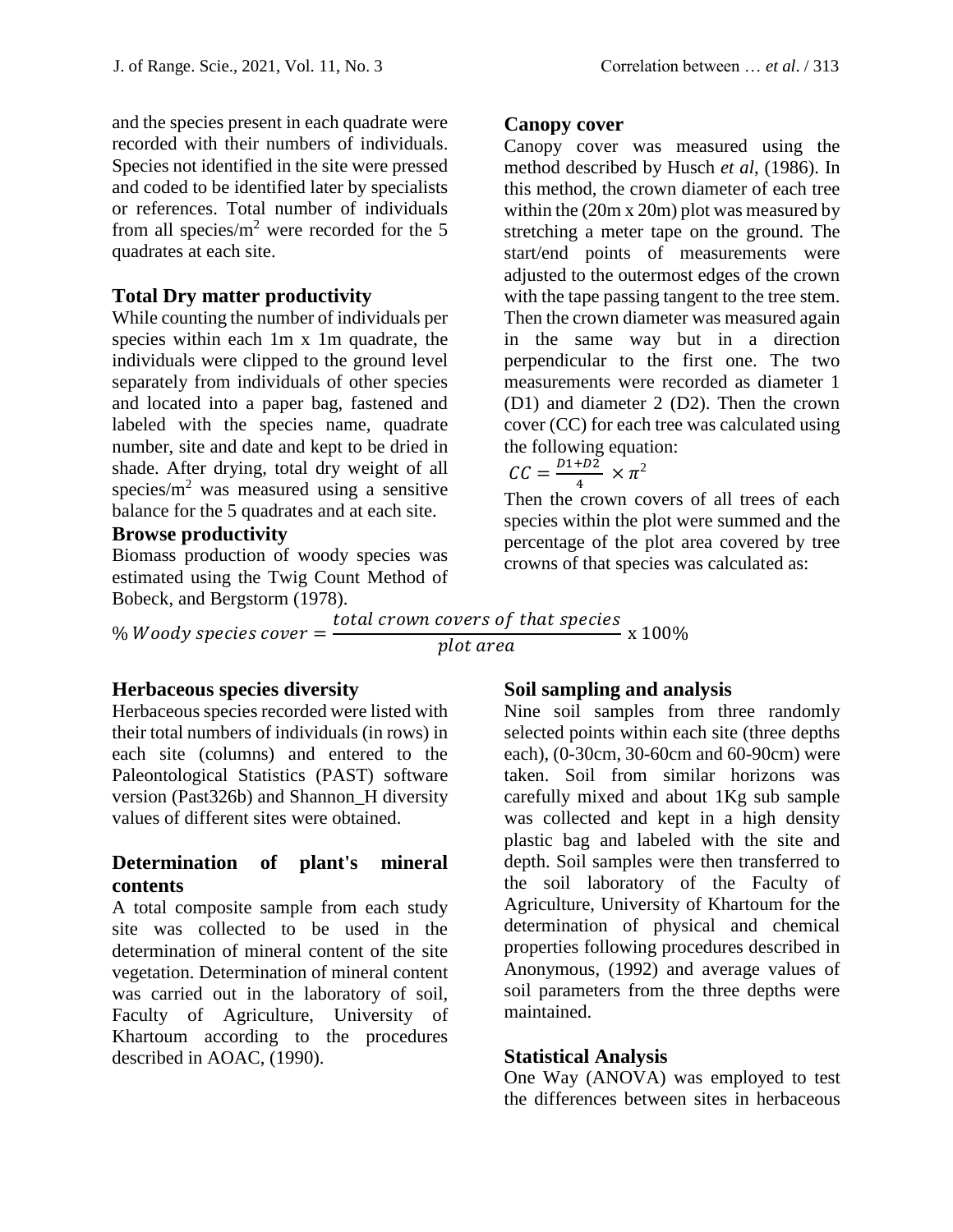and the species present in each quadrate were recorded with their numbers of individuals. Species not identified in the site were pressed and coded to be identified later by specialists or references. Total number of individuals from all species/m$^2$ were recorded for the 5 quadrates at each site.

### Total Dry matter productivity

While counting the number of individuals per species within each 1m x 1m quadrate, the individuals were clipped to the ground level separately from individuals of other species and located into a paper bag, fastened and labeled with the species name, quadrate number, site and date and kept to be dried in shade. After drying, total dry weight of all species/m$^2$ was measured using a sensitive balance for the 5 quadrates and at each site.

### Browse productivity

Biomass production of woody species was estimated using the Twig Count Method of Bobeck, and Bergstorm (1978).

### Canopy cover

Canopy cover was measured using the method described by Husch *et al*, (1986). In this method, the crown diameter of each tree within the (20m x 20m) plot was measured by stretching a meter tape on the ground. The start/end points of measurements were adjusted to the outermost edges of the crown with the tape passing tangent to the tree stem. Then the crown diameter was measured again in the same way but in a direction perpendicular to the first one. The two measurements were recorded as diameter 1 (D1) and diameter 2 (D2). Then the crown cover (CC) for each tree was calculated using the following equation:

$$CC = \frac{D1+D2}{4} \times \pi^2$$

Then the crown covers of all trees of each species within the plot were summed and the percentage of the plot area covered by tree crowns of that species was calculated as:

$$\%\, Woody\ species\ cover = \frac{total\ crown\ covers\ of\ that\ species}{plot\ area} \times 100\%$$

### Herbaceous species diversity

Herbaceous species recorded were listed with their total numbers of individuals (in rows) in each site (columns) and entered to the Paleontological Statistics (PAST) software version (Past326b) and Shannon_H diversity values of different sites were obtained.

### Determination of plant's mineral contents

A total composite sample from each study site was collected to be used in the determination of mineral content of the site vegetation. Determination of mineral content was carried out in the laboratory of soil, Faculty of Agriculture, University of Khartoum according to the procedures described in AOAC, (1990).

### Soil sampling and analysis

Nine soil samples from three randomly selected points within each site (three depths each), (0-30cm, 30-60cm and 60-90cm) were taken. Soil from similar horizons was carefully mixed and about 1Kg sub sample was collected and kept in a high density plastic bag and labeled with the site and depth. Soil samples were then transferred to the soil laboratory of the Faculty of Agriculture, University of Khartoum for the determination of physical and chemical properties following procedures described in Anonymous, (1992) and average values of soil parameters from the three depths were maintained.

### Statistical Analysis

One Way (ANOVA) was employed to test the differences between sites in herbaceous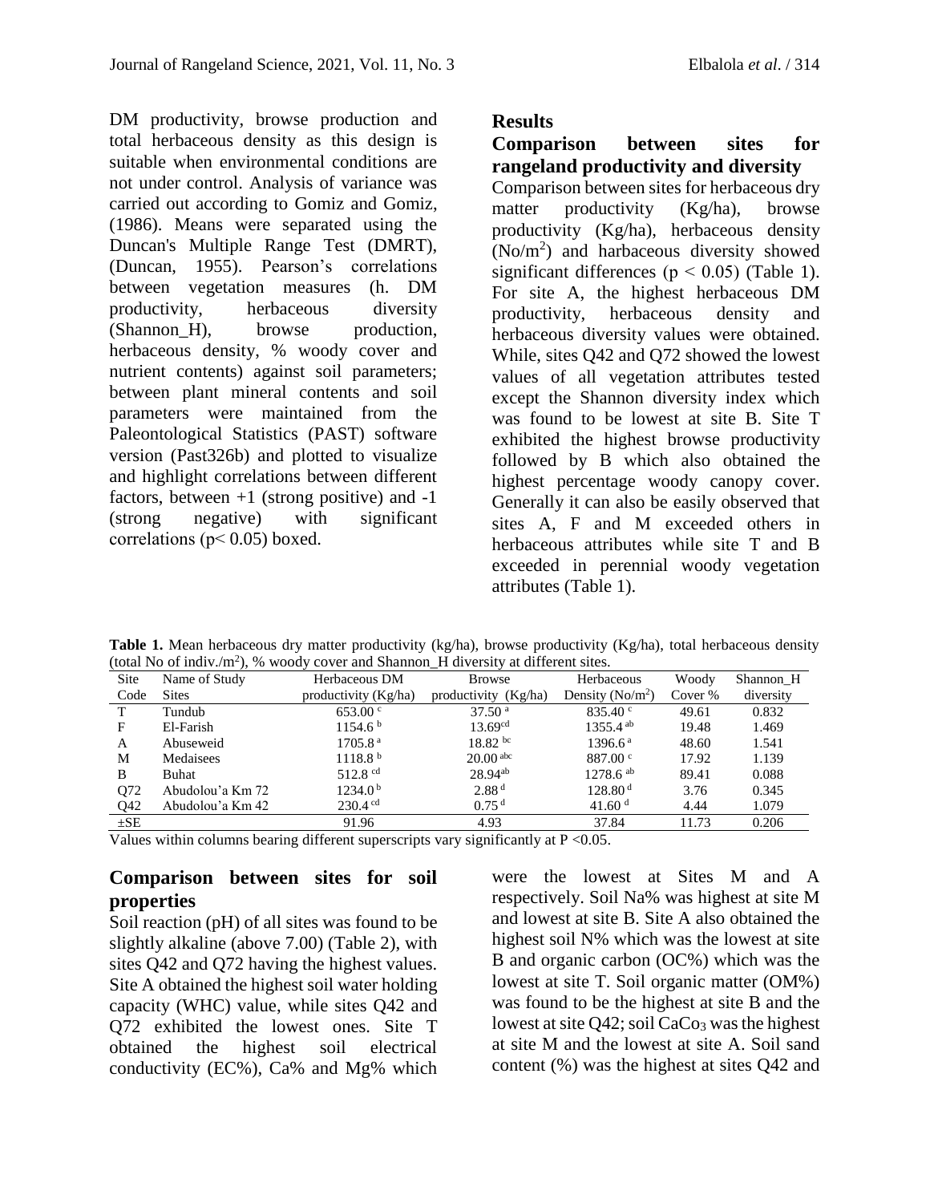DM productivity, browse production and total herbaceous density as this design is suitable when environmental conditions are not under control. Analysis of variance was carried out according to Gomiz and Gomiz, (1986). Means were separated using the Duncan's Multiple Range Test (DMRT), (Duncan, 1955). Pearson's correlations between vegetation measures (h. DM productivity, herbaceous diversity (Shannon_H), browse production, herbaceous density, % woody cover and nutrient contents) against soil parameters; between plant mineral contents and soil parameters were maintained from the Paleontological Statistics (PAST) software version (Past326b) and plotted to visualize and highlight correlations between different factors, between +1 (strong positive) and -1 (strong negative) with significant correlations ($p < 0.05$) boxed.

## Results

### Comparison between sites for rangeland productivity and diversity

Comparison between sites for herbaceous dry matter productivity (Kg/ha), browse productivity (Kg/ha), herbaceous density (No/m$^2$) and harbaceous diversity showed significant differences ($p < 0.05$) (Table 1). For site A, the highest herbaceous DM productivity, herbaceous density and herbaceous diversity values were obtained. While, sites Q42 and Q72 showed the lowest values of all vegetation attributes tested except the Shannon diversity index which was found to be lowest at site B. Site T exhibited the highest browse productivity followed by B which also obtained the highest percentage woody canopy cover. Generally it can also be easily observed that sites A, F and M exceeded others in herbaceous attributes while site T and B exceeded in perennial woody vegetation attributes (Table 1).

**Table 1.** Mean herbaceous dry matter productivity (kg/ha), browse productivity (Kg/ha), total herbaceous density (total No of indiv./m$^2$), % woody cover and Shannon_H diversity at different sites.

| Site Code | Name of Study Sites | Herbaceous DM productivity (Kg/ha) | Browse productivity (Kg/ha) | Herbaceous Density (No/m$^2$) | Woody Cover % | Shannon_H diversity |
|---|---|---|---|---|---|---|
| T | Tundub | 653.00 $^{c}$ | 37.50 $^{a}$ | 835.40 $^{c}$ | 49.61 | 0.832 |
| F | El-Farish | 1154.6 $^{b}$ | 13.69$^{cd}$ | 1355.4 $^{ab}$ | 19.48 | 1.469 |
| A | Abuseweid | 1705.8 $^{a}$ | 18.82 $^{bc}$ | 1396.6 $^{a}$ | 48.60 | 1.541 |
| M | Medaisees | 1118.8 $^{b}$ | 20.00 $^{abc}$ | 887.00 $^{c}$ | 17.92 | 1.139 |
| B | Buhat | 512.8 $^{cd}$ | 28.94$^{ab}$ | 1278.6 $^{ab}$ | 89.41 | 0.088 |
| Q72 | Abudolou'a Km 72 | 1234.0 $^{b}$ | 2.88 $^{d}$ | 128.80 $^{d}$ | 3.76 | 0.345 |
| Q42 | Abudolou'a Km 42 | 230.4 $^{cd}$ | 0.75 $^{d}$ | 41.60 $^{d}$ | 4.44 | 1.079 |
| ±SE | | 91.96 | 4.93 | 37.84 | 11.73 | 0.206 |

Values within columns bearing different superscripts vary significantly at $P < 0.05$.

### Comparison between sites for soil properties

Soil reaction (pH) of all sites was found to be slightly alkaline (above 7.00) (Table 2), with sites Q42 and Q72 having the highest values. Site A obtained the highest soil water holding capacity (WHC) value, while sites Q42 and Q72 exhibited the lowest ones. Site T obtained the highest soil electrical conductivity (EC%), Ca% and Mg% which were the lowest at Sites M and A respectively. Soil Na% was highest at site M and lowest at site B. Site A also obtained the highest soil N% which was the lowest at site B and organic carbon (OC%) which was the lowest at site T. Soil organic matter (OM%) was found to be the highest at site B and the lowest at site Q42; soil $CaCo_3$ was the highest at site M and the lowest at site A. Soil sand content (%) was the highest at sites Q42 and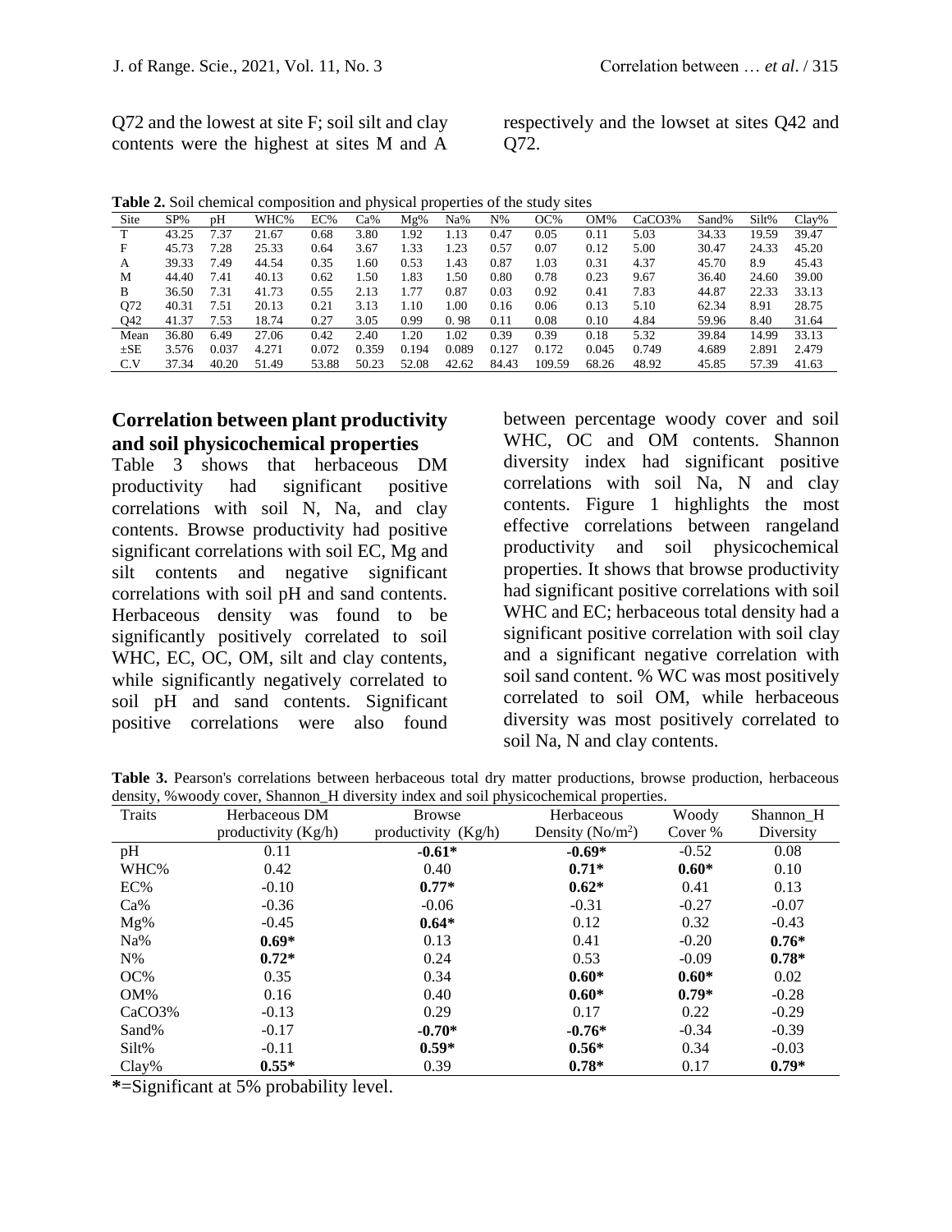Q72 and the lowest at site F; soil silt and clay contents were the highest at sites M and A respectively and the lowset at sites Q42 and Q72.

**Table 2.** Soil chemical composition and physical properties of the study sites

| Site | SP% | pH | WHC% | EC% | Ca% | Mg% | Na% | N% | OC% | OM% | CaCO3% | Sand% | Silt% | Clay% |
|---|---|---|---|---|---|---|---|---|---|---|---|---|---|---|
| T | 43.25 | 7.37 | 21.67 | 0.68 | 3.80 | 1.92 | 1.13 | 0.47 | 0.05 | 0.11 | 5.03 | 34.33 | 19.59 | 39.47 |
| F | 45.73 | 7.28 | 25.33 | 0.64 | 3.67 | 1.33 | 1.23 | 0.57 | 0.07 | 0.12 | 5.00 | 30.47 | 24.33 | 45.20 |
| A | 39.33 | 7.49 | 44.54 | 0.35 | 1.60 | 0.53 | 1.43 | 0.87 | 1.03 | 0.31 | 4.37 | 45.70 | 8.9 | 45.43 |
| M | 44.40 | 7.41 | 40.13 | 0.62 | 1.50 | 1.83 | 1.50 | 0.80 | 0.78 | 0.23 | 9.67 | 36.40 | 24.60 | 39.00 |
| B | 36.50 | 7.31 | 41.73 | 0.55 | 2.13 | 1.77 | 0.87 | 0.03 | 0.92 | 0.41 | 7.83 | 44.87 | 22.33 | 33.13 |
| Q72 | 40.31 | 7.51 | 20.13 | 0.21 | 3.13 | 1.10 | 1.00 | 0.16 | 0.06 | 0.13 | 5.10 | 62.34 | 8.91 | 28.75 |
| Q42 | 41.37 | 7.53 | 18.74 | 0.27 | 3.05 | 0.99 | 0. 98 | 0.11 | 0.08 | 0.10 | 4.84 | 59.96 | 8.40 | 31.64 |
| Mean | 36.80 | 6.49 | 27.06 | 0.42 | 2.40 | 1.20 | 1.02 | 0.39 | 0.39 | 0.18 | 5.32 | 39.84 | 14.99 | 33.13 |
| ±SE | 3.576 | 0.037 | 4.271 | 0.072 | 0.359 | 0.194 | 0.089 | 0.127 | 0.172 | 0.045 | 0.749 | 4.689 | 2.891 | 2.479 |
| C.V | 37.34 | 40.20 | 51.49 | 53.88 | 50.23 | 52.08 | 42.62 | 84.43 | 109.59 | 68.26 | 48.92 | 45.85 | 57.39 | 41.63 |

## Correlation between plant productivity and soil physicochemical properties

Table 3 shows that herbaceous DM productivity had significant positive correlations with soil N, Na, and clay contents. Browse productivity had positive significant correlations with soil EC, Mg and silt contents and negative significant correlations with soil pH and sand contents. Herbaceous density was found to be significantly positively correlated to soil WHC, EC, OC, OM, silt and clay contents, while significantly negatively correlated to soil pH and sand contents. Significant positive correlations were also found between percentage woody cover and soil WHC, OC and OM contents. Shannon diversity index had significant positive correlations with soil Na, N and clay contents. Figure 1 highlights the most effective correlations between rangeland productivity and soil physicochemical properties. It shows that browse productivity had significant positive correlations with soil WHC and EC; herbaceous total density had a significant positive correlation with soil clay and a significant negative correlation with soil sand content. % WC was most positively correlated to soil OM, while herbaceous diversity was most positively correlated to soil Na, N and clay contents.

**Table 3.** Pearson's correlations between herbaceous total dry matter productions, browse production, herbaceous density, %woody cover, Shannon_H diversity index and soil physicochemical properties.

| Traits | Herbaceous DM productivity (Kg/h) | Browse productivity (Kg/h) | Herbaceous Density (No/m$^2$) | Woody Cover % | Shannon_H Diversity |
|---|---|---|---|---|---|
| pH | 0.11 | **-0.61*** | **-0.69*** | -0.52 | 0.08 |
| WHC% | 0.42 | 0.40 | **0.71*** | **0.60*** | 0.10 |
| EC% | -0.10 | **0.77*** | **0.62*** | 0.41 | 0.13 |
| Ca% | -0.36 | -0.06 | -0.31 | -0.27 | -0.07 |
| Mg% | -0.45 | **0.64*** | 0.12 | 0.32 | -0.43 |
| Na% | **0.69*** | 0.13 | 0.41 | -0.20 | **0.76*** |
| N% | **0.72*** | 0.24 | 0.53 | -0.09 | **0.78*** |
| OC% | 0.35 | 0.34 | **0.60*** | **0.60*** | 0.02 |
| OM% | 0.16 | 0.40 | **0.60*** | **0.79*** | -0.28 |
| CaCO3% | -0.13 | 0.29 | 0.17 | 0.22 | -0.29 |
| Sand% | -0.17 | **-0.70*** | **-0.76*** | -0.34 | -0.39 |
| Silt% | -0.11 | **0.59*** | **0.56*** | 0.34 | -0.03 |
| Clay% | **0.55*** | 0.39 | **0.78*** | 0.17 | **0.79*** |

*=Significant at 5% probability level.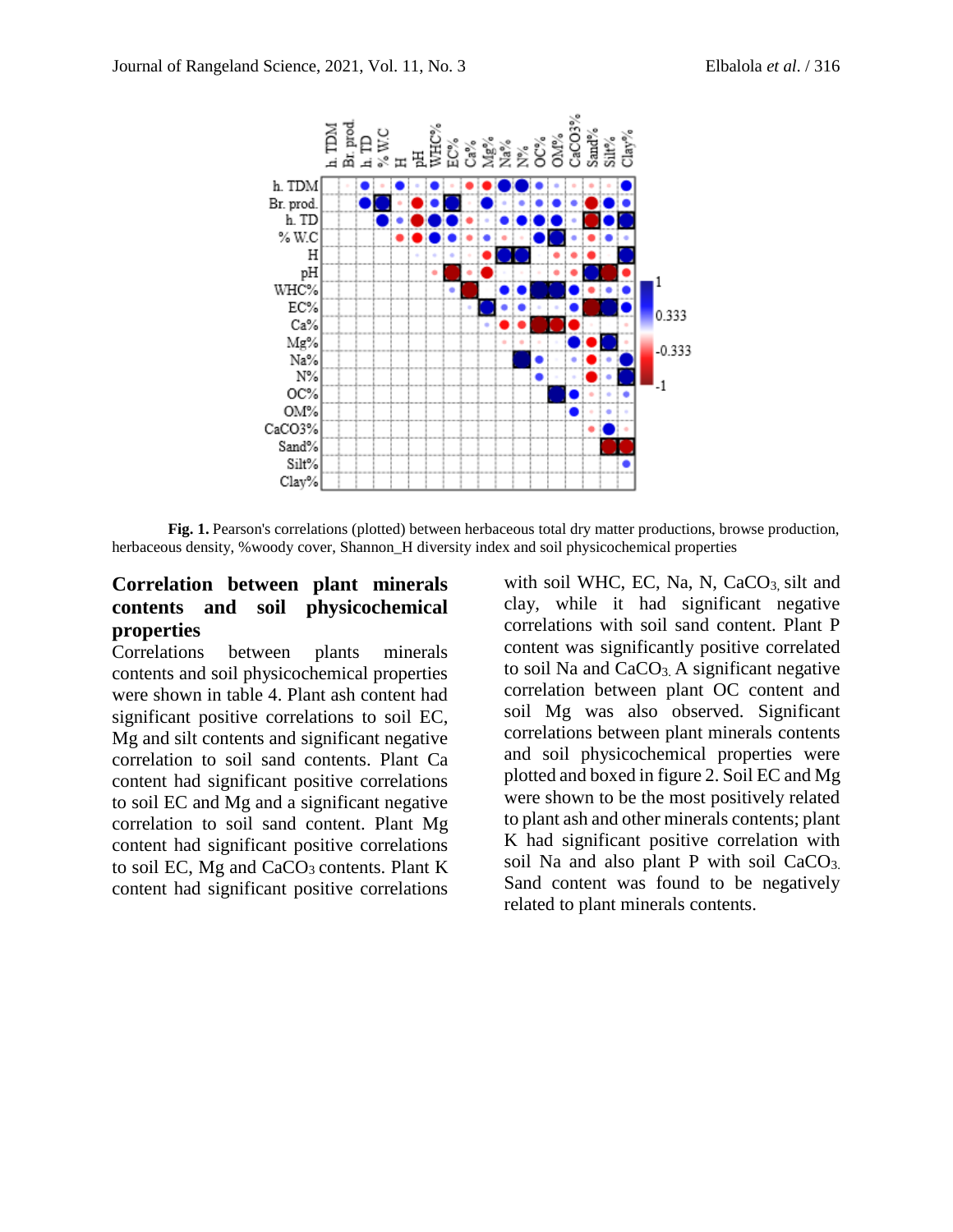**Fig. 1.** Pearson's correlations (plotted) between herbaceous total dry matter productions, browse production, herbaceous density, %woody cover, Shannon_H diversity index and soil physicochemical properties

## Correlation between plant minerals contents and soil physicochemical properties

Correlations between plants minerals contents and soil physicochemical properties were shown in table 4. Plant ash content had significant positive correlations to soil EC, Mg and silt contents and significant negative correlation to soil sand contents. Plant Ca content had significant positive correlations to soil EC and Mg and a significant negative correlation to soil sand content. Plant Mg content had significant positive correlations to soil EC, Mg and $CaCO_3$ contents. Plant K content had significant positive correlations with soil WHC, EC, Na, N, $CaCO_3$, silt and clay, while it had significant negative correlations with soil sand content. Plant P content was significantly positive correlated to soil Na and $CaCO_3$. A significant negative correlation between plant OC content and soil Mg was also observed. Significant correlations between plant minerals contents and soil physicochemical properties were plotted and boxed in figure 2. Soil EC and Mg were shown to be the most positively related to plant ash and other minerals contents; plant K had significant positive correlation with soil Na and also plant P with soil $CaCO_3$. Sand content was found to be negatively related to plant minerals contents.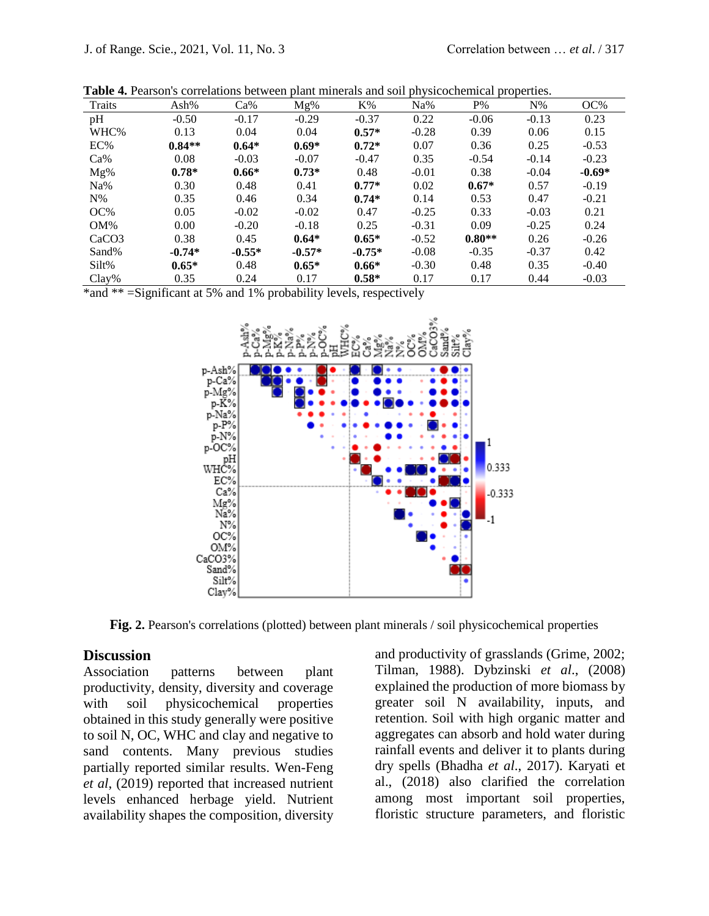**Table 4.** Pearson's correlations between plant minerals and soil physicochemical properties.

| Traits | Ash% | Ca% | Mg% | K% | Na% | P% | N% | OC% |
|---|---|---|---|---|---|---|---|---|
| pH | -0.50 | -0.17 | -0.29 | -0.37 | 0.22 | -0.06 | -0.13 | 0.23 |
| WHC% | 0.13 | 0.04 | 0.04 | **0.57*** | -0.28 | 0.39 | 0.06 | 0.15 |
| EC% | **0.84**** | **0.64*** | **0.69*** | **0.72*** | 0.07 | 0.36 | 0.25 | -0.53 |
| Ca% | 0.08 | -0.03 | -0.07 | -0.47 | 0.35 | -0.54 | -0.14 | -0.23 |
| Mg% | **0.78*** | **0.66*** | **0.73*** | 0.48 | -0.01 | 0.38 | -0.04 | **-0.69*** |
| Na% | 0.30 | 0.48 | 0.41 | **0.77*** | 0.02 | **0.67*** | 0.57 | -0.19 |
| N% | 0.35 | 0.46 | 0.34 | **0.74*** | 0.14 | 0.53 | 0.47 | -0.21 |
| OC% | 0.05 | -0.02 | -0.02 | 0.47 | -0.25 | 0.33 | -0.03 | 0.21 |
| OM% | 0.00 | -0.20 | -0.18 | 0.25 | -0.31 | 0.09 | -0.25 | 0.24 |
| CaCO3 | 0.38 | 0.45 | **0.64*** | **0.65*** | -0.52 | **0.80**** | 0.26 | -0.26 |
| Sand% | **-0.74*** | **-0.55*** | **-0.57*** | **-0.75*** | -0.08 | -0.35 | -0.37 | 0.42 |
| Silt% | **0.65*** | 0.48 | **0.65*** | **0.66*** | -0.30 | 0.48 | 0.35 | -0.40 |
| Clay% | 0.35 | 0.24 | 0.17 | **0.58*** | 0.17 | 0.17 | 0.44 | -0.03 |

*and ** =Significant at 5% and 1% probability levels, respectively

**Fig. 2.** Pearson's correlations (plotted) between plant minerals / soil physicochemical properties

## Discussion

Association patterns between plant productivity, density, diversity and coverage with soil physicochemical properties obtained in this study generally were positive to soil N, OC, WHC and clay and negative to sand contents. Many previous studies partially reported similar results. Wen-Feng *et al*, (2019) reported that increased nutrient levels enhanced herbage yield. Nutrient availability shapes the composition, diversity and productivity of grasslands (Grime, 2002; Tilman, 1988). Dybzinski *et al*., (2008) explained the production of more biomass by greater soil N availability, inputs, and retention. Soil with high organic matter and aggregates can absorb and hold water during rainfall events and deliver it to plants during dry spells (Bhadha *et al*., 2017). Karyati et al., (2018) also clarified the correlation among most important soil properties, floristic structure parameters, and floristic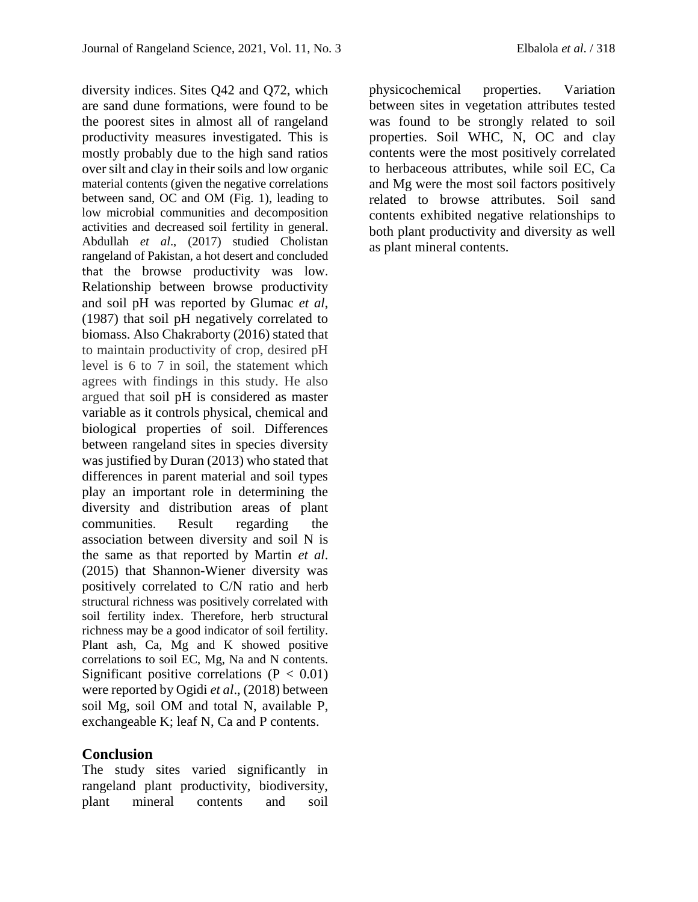diversity indices. Sites Q42 and Q72, which are sand dune formations, were found to be the poorest sites in almost all of rangeland productivity measures investigated. This is mostly probably due to the high sand ratios over silt and clay in their soils and low organic material contents (given the negative correlations between sand, OC and OM (Fig. 1), leading to low microbial communities and decomposition activities and decreased soil fertility in general. Abdullah *et al*., (2017) studied Cholistan rangeland of Pakistan, a hot desert and concluded that the browse productivity was low. Relationship between browse productivity and soil pH was reported by Glumac *et al*, (1987) that soil pH negatively correlated to biomass. Also Chakraborty (2016) stated that to maintain productivity of crop, desired pH level is 6 to 7 in soil, the statement which agrees with findings in this study. He also argued that soil pH is considered as master variable as it controls physical, chemical and biological properties of soil. Differences between rangeland sites in species diversity was justified by Duran (2013) who stated that differences in parent material and soil types play an important role in determining the diversity and distribution areas of plant communities. Result regarding the association between diversity and soil N is the same as that reported by Martin *et al*. (2015) that Shannon-Wiener diversity was positively correlated to C/N ratio and herb structural richness was positively correlated with soil fertility index. Therefore, herb structural richness may be a good indicator of soil fertility. Plant ash, Ca, Mg and K showed positive correlations to soil EC, Mg, Na and N contents. Significant positive correlations ($P < 0.01$) were reported by Ogidi *et al*., (2018) between soil Mg, soil OM and total N, available P, exchangeable K; leaf N, Ca and P contents.

## Conclusion

The study sites varied significantly in rangeland plant productivity, biodiversity, plant mineral contents and soil physicochemical properties. Variation between sites in vegetation attributes tested was found to be strongly related to soil properties. Soil WHC, N, OC and clay contents were the most positively correlated to herbaceous attributes, while soil EC, Ca and Mg were the most soil factors positively related to browse attributes. Soil sand contents exhibited negative relationships to both plant productivity and diversity as well as plant mineral contents.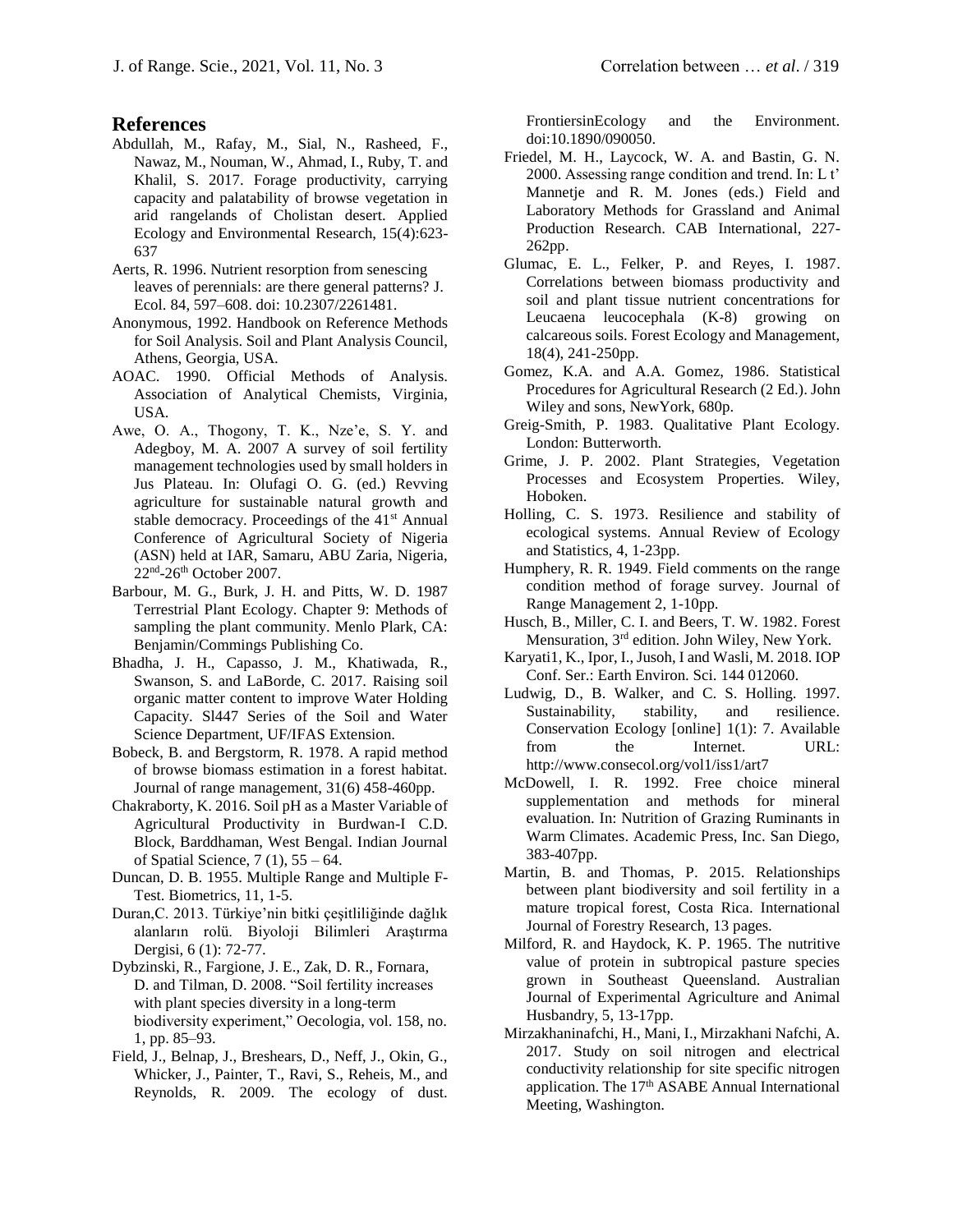## References

Abdullah, M., Rafay, M., Sial, N., Rasheed, F., Nawaz, M., Nouman, W., Ahmad, I., Ruby, T. and Khalil, S. 2017. Forage productivity, carrying capacity and palatability of browse vegetation in arid rangelands of Cholistan desert. Applied Ecology and Environmental Research, 15(4):623-637

Aerts, R. 1996. Nutrient resorption from senescing leaves of perennials: are there general patterns? J. Ecol. 84, 597–608. doi: 10.2307/2261481.

Anonymous, 1992. Handbook on Reference Methods for Soil Analysis. Soil and Plant Analysis Council, Athens, Georgia, USA.

AOAC. 1990. Official Methods of Analysis. Association of Analytical Chemists, Virginia, USA.

Awe, O. A., Thogony, T. K., Nze'e, S. Y. and Adegboy, M. A. 2007 A survey of soil fertility management technologies used by small holders in Jus Plateau. In: Olufagi O. G. (ed.) Revving agriculture for sustainable natural growth and stable democracy. Proceedings of the 41st Annual Conference of Agricultural Society of Nigeria (ASN) held at IAR, Samaru, ABU Zaria, Nigeria, 22nd-26th October 2007.

Barbour, M. G., Burk, J. H. and Pitts, W. D. 1987 Terrestrial Plant Ecology. Chapter 9: Methods of sampling the plant community. Menlo Plark, CA: Benjamin/Commings Publishing Co.

Bhadha, J. H., Capasso, J. M., Khatiwada, R., Swanson, S. and LaBorde, C. 2017. Raising soil organic matter content to improve Water Holding Capacity. Sl447 Series of the Soil and Water Science Department, UF/IFAS Extension.

Bobeck, B. and Bergstorm, R. 1978. A rapid method of browse biomass estimation in a forest habitat. Journal of range management, 31(6) 458-460pp.

Chakraborty, K. 2016. Soil pH as a Master Variable of Agricultural Productivity in Burdwan-I C.D. Block, Barddhaman, West Bengal. Indian Journal of Spatial Science, 7 (1), 55 – 64.

Duncan, D. B. 1955. Multiple Range and Multiple F-Test. Biometrics, 11, 1-5.

Duran,C. 2013. Türkiye'nin bitki çeşitliliğinde dağlık alanların rolü. Biyoloji Bilimleri Araştırma Dergisi, 6 (1): 72-77.

Dybzinski, R., Fargione, J. E., Zak, D. R., Fornara, D. and Tilman, D. 2008. "Soil fertility increases with plant species diversity in a long-term biodiversity experiment," Oecologia, vol. 158, no. 1, pp. 85–93.

Field, J., Belnap, J., Breshears, D., Neff, J., Okin, G., Whicker, J., Painter, T., Ravi, S., Reheis, M., and Reynolds, R. 2009. The ecology of dust. FrontiersinEcology and the Environment. doi:10.1890/090050.

Friedel, M. H., Laycock, W. A. and Bastin, G. N. 2000. Assessing range condition and trend. In: L t' Mannetje and R. M. Jones (eds.) Field and Laboratory Methods for Grassland and Animal Production Research. CAB International, 227-262pp.

Glumac, E. L., Felker, P. and Reyes, I. 1987. Correlations between biomass productivity and soil and plant tissue nutrient concentrations for Leucaena leucocephala (K-8) growing on calcareous soils. Forest Ecology and Management, 18(4), 241-250pp.

Gomez, K.A. and A.A. Gomez, 1986. Statistical Procedures for Agricultural Research (2 Ed.). John Wiley and sons, NewYork, 680p.

Greig-Smith, P. 1983. Qualitative Plant Ecology. London: Butterworth.

Grime, J. P. 2002. Plant Strategies, Vegetation Processes and Ecosystem Properties. Wiley, Hoboken.

Holling, C. S. 1973. Resilience and stability of ecological systems. Annual Review of Ecology and Statistics, 4, 1-23pp.

Humphery, R. R. 1949. Field comments on the range condition method of forage survey. Journal of Range Management 2, 1-10pp.

Husch, B., Miller, C. I. and Beers, T. W. 1982. Forest Mensuration, 3rd edition. John Wiley, New York.

Karyati1, K., Ipor, I., Jusoh, I and Wasli, M. 2018. IOP Conf. Ser.: Earth Environ. Sci. 144 012060.

Ludwig, D., B. Walker, and C. S. Holling. 1997. Sustainability, stability, and resilience. Conservation Ecology [online] 1(1): 7. Available from the Internet. URL: http://www.consecol.org/vol1/iss1/art7

McDowell, I. R. 1992. Free choice mineral supplementation and methods for mineral evaluation. In: Nutrition of Grazing Ruminants in Warm Climates. Academic Press, Inc. San Diego, 383-407pp.

Martin, B. and Thomas, P. 2015. Relationships between plant biodiversity and soil fertility in a mature tropical forest, Costa Rica. International Journal of Forestry Research, 13 pages.

Milford, R. and Haydock, K. P. 1965. The nutritive value of protein in subtropical pasture species grown in Southeast Queensland. Australian Journal of Experimental Agriculture and Animal Husbandry, 5, 13-17pp.

Mirzakhaninafchi, H., Mani, I., Mirzakhani Nafchi, A. 2017. Study on soil nitrogen and electrical conductivity relationship for site specific nitrogen application. The 17th ASABE Annual International Meeting, Washington.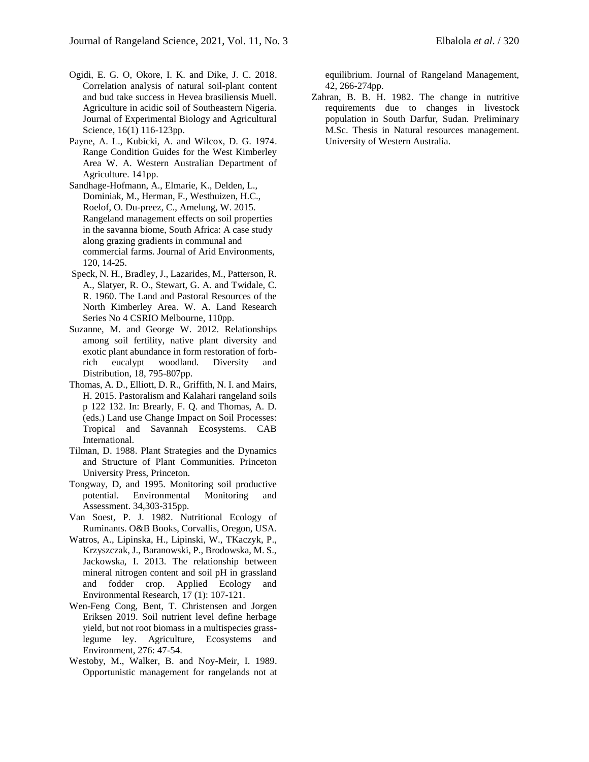Ogidi, E. G. O, Okore, I. K. and Dike, J. C. 2018. Correlation analysis of natural soil-plant content and bud take success in Hevea brasiliensis Muell. Agriculture in acidic soil of Southeastern Nigeria. Journal of Experimental Biology and Agricultural Science, 16(1) 116-123pp.

Payne, A. L., Kubicki, A. and Wilcox, D. G. 1974. Range Condition Guides for the West Kimberley Area W. A. Western Australian Department of Agriculture. 141pp.

Sandhage-Hofmann, A., Elmarie, K., Delden, L., Dominiak, M., Herman, F., Westhuizen, H.C., Roelof, O. Du-preez, C., Amelung, W. 2015. Rangeland management effects on soil properties in the savanna biome, South Africa: A case study along grazing gradients in communal and commercial farms. Journal of Arid Environments, 120, 14-25.

Speck, N. H., Bradley, J., Lazarides, M., Patterson, R. A., Slatyer, R. O., Stewart, G. A. and Twidale, C. R. 1960. The Land and Pastoral Resources of the North Kimberley Area. W. A. Land Research Series No 4 CSRIO Melbourne, 110pp.

Suzanne, M. and George W. 2012. Relationships among soil fertility, native plant diversity and exotic plant abundance in form restoration of forb-rich eucalypt woodland. Diversity and Distribution, 18, 795-807pp.

Thomas, A. D., Elliott, D. R., Griffith, N. I. and Mairs, H. 2015. Pastoralism and Kalahari rangeland soils p 122 132. In: Brearly, F. Q. and Thomas, A. D. (eds.) Land use Change Impact on Soil Processes: Tropical and Savannah Ecosystems. CAB International.

Tilman, D. 1988. Plant Strategies and the Dynamics and Structure of Plant Communities. Princeton University Press, Princeton.

Tongway, D, and 1995. Monitoring soil productive potential. Environmental Monitoring and Assessment. 34,303-315pp.

Van Soest, P. J. 1982. Nutritional Ecology of Ruminants. O&B Books, Corvallis, Oregon, USA.

Watros, A., Lipinska, H., Lipinski, W., TKaczyk, P., Krzyszczak, J., Baranowski, P., Brodowska, M. S., Jackowska, I. 2013. The relationship between mineral nitrogen content and soil pH in grassland and fodder crop. Applied Ecology and Environmental Research, 17 (1): 107-121.

Wen-Feng Cong, Bent, T. Christensen and Jorgen Eriksen 2019. Soil nutrient level define herbage yield, but not root biomass in a multispecies grass-legume ley. Agriculture, Ecosystems and Environment, 276: 47-54.

Westoby, M., Walker, B. and Noy-Meir, I. 1989. Opportunistic management for rangelands not at equilibrium. Journal of Rangeland Management, 42, 266-274pp.

Zahran, B. B. H. 1982. The change in nutritive requirements due to changes in livestock population in South Darfur, Sudan. Preliminary M.Sc. Thesis in Natural resources management. University of Western Australia.